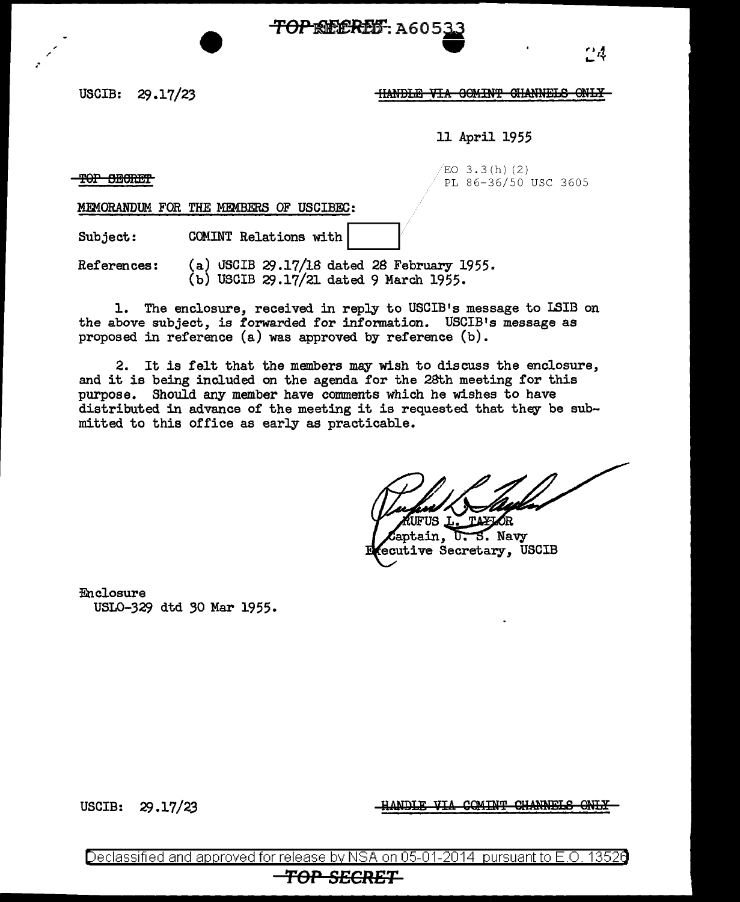TOP SECRET: A60533

USCIB: 29.17/23

~~HANDLE VIA COMINT CHANNELS ONLY~~

11 April 1955

~~TOP SECRET~~

EO 3.3(h)(2)
PL 86-36/50 USC 3605

MEMORANDUM FOR THE MEMBERS OF USCIBEC:

Subject: COMINT Relations with [ ]

References: (a) USCIB 29.17/18 dated 28 February 1955.
(b) USCIB 29.17/21 dated 9 March 1955.

1. The enclosure, received in reply to USCIB's message to LSIB on the above subject, is forwarded for information. USCIB's message as proposed in reference (a) was approved by reference (b).

2. It is felt that the members may wish to discuss the enclosure, and it is being included on the agenda for the 28th meeting for this purpose. Should any member have comments which he wishes to have distributed in advance of the meeting it is requested that they be submitted to this office as early as practicable.

RUFUS L. TAYLOR
Captain, U. S. Navy
Executive Secretary, USCIB

Enclosure
USLO-329 dtd 30 Mar 1955.

USCIB: 29.17/23

~~HANDLE VIA COMINT CHANNELS ONLY~~

Declassified and approved for release by NSA on 05-01-2014 pursuant to E.O. 13526

~~TOP SECRET~~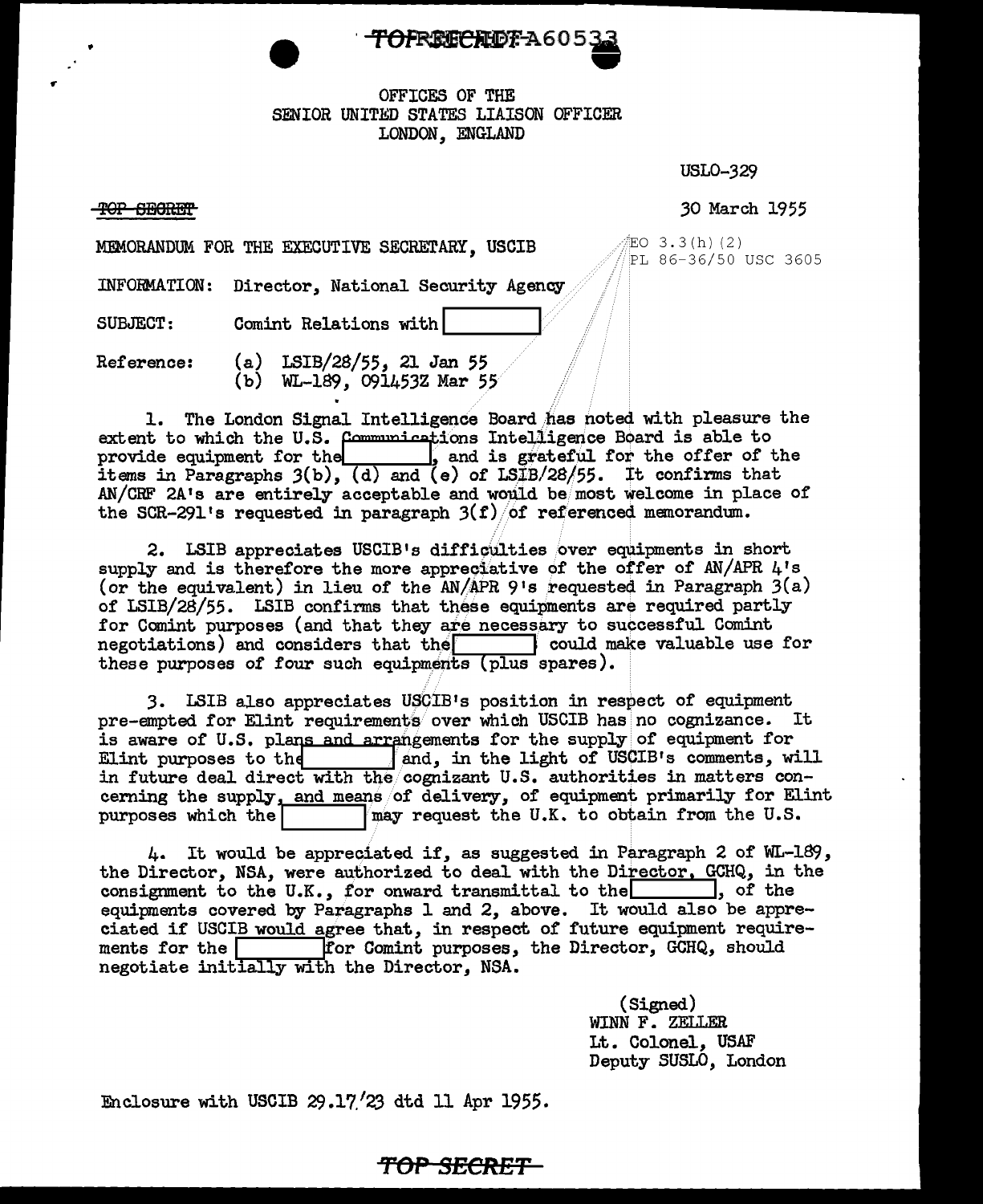TOP SECRET A60533

OFFICES OF THE
SENIOR UNITED STATES LIAISON OFFICER
LONDON, ENGLAND

USLO-329

~~TOP SECRET~~

30 March 1955

EO 3.3(h)(2)
PL 86-36/50 USC 3605

MEMORANDUM FOR THE EXECUTIVE SECRETARY, USCIB

INFORMATION: Director, National Security Agency

SUBJECT: Comint Relations with [ ]

Reference: (a) LSIB/28/55, 21 Jan 55
(b) WL-189, 091453Z Mar 55

1. The London Signal Intelligence Board has noted with pleasure the extent to which the U.S. Communications Intelligence Board is able to provide equipment for the [ ], and is grateful for the offer of the items in Paragraphs 3(b), (d) and (e) of LSIB/28/55. It confirms that AN/CRF 2A's are entirely acceptable and would be most welcome in place of the SCR-291's requested in paragraph 3(f) of referenced memorandum.

2. LSIB appreciates USCIB's difficulties over equipments in short supply and is therefore the more appreciative of the offer of AN/APR 4's (or the equivalent) in lieu of the AN/APR 9's requested in Paragraph 3(a) of LSIB/28/55. LSIB confirms that these equipments are required partly for Comint purposes (and that they are necessary to successful Comint negotiations) and considers that the [ ] could make valuable use for these purposes of four such equipments (plus spares).

3. LSIB also appreciates USCIB's position in respect of equipment pre-empted for Elint requirements over which USCIB has no cognizance. It is aware of U.S. plans and arrangements for the supply of equipment for Elint purposes to the [ ] and, in the light of USCIB's comments, will in future deal direct with the cognizant U.S. authorities in matters concerning the supply, and means of delivery, of equipment primarily for Elint purposes which the [ ] may request the U.K. to obtain from the U.S.

4. It would be appreciated if, as suggested in Paragraph 2 of WL-189, the Director, NSA, were authorized to deal with the Director, GCHQ, in the consignment to the U.K., for onward transmittal to the [ ], of the equipments covered by Paragraphs 1 and 2, above. It would also be appreciated if USCIB would agree that, in respect of future equipment requirements for the [ ] for Comint purposes, the Director, GCHQ, should negotiate initially with the Director, NSA.

(Signed)
WINN F. ZELLER
Lt. Colonel, USAF
Deputy SUSLO, London

Enclosure with USCIB 29.17/23 dtd 11 Apr 1955.

~~TOP SECRET~~